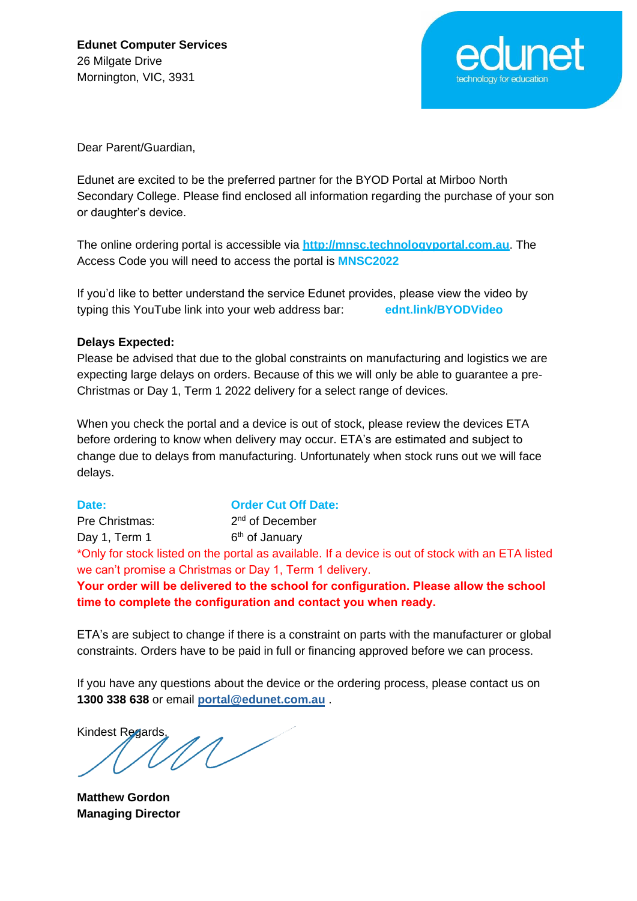**Edunet Computer Services**
26 Milgate Drive
Mornington, VIC, 3931

edunet
technology for education

Dear Parent/Guardian,

Edunet are excited to be the preferred partner for the BYOD Portal at Mirboo North Secondary College. Please find enclosed all information regarding the purchase of your son or daughter's device.

The online ordering portal is accessible via **http://mnsc.technologyportal.com.au**. The Access Code you will need to access the portal is **MNSC2022**

If you'd like to better understand the service Edunet provides, please view the video by typing this YouTube link into your web address bar: **ednt.link/BYODVideo**

**Delays Expected:**
Please be advised that due to the global constraints on manufacturing and logistics we are expecting large delays on orders. Because of this we will only be able to guarantee a pre-Christmas or Day 1, Term 1 2022 delivery for a select range of devices.

When you check the portal and a device is out of stock, please review the devices ETA before ordering to know when delivery may occur. ETA's are estimated and subject to change due to delays from manufacturing. Unfortunately when stock runs out we will face delays.

| **Date:** | **Order Cut Off Date:** |
| --- | --- |
| Pre Christmas: | 2nd of December |
| Day 1, Term 1 | 6th of January |

*Only for stock listed on the portal as available. If a device is out of stock with an ETA listed we can't promise a Christmas or Day 1, Term 1 delivery.

**Your order will be delivered to the school for configuration. Please allow the school time to complete the configuration and contact you when ready.**

ETA's are subject to change if there is a constraint on parts with the manufacturer or global constraints. Orders have to be paid in full or financing approved before we can process.

If you have any questions about the device or the ordering process, please contact us on **1300 338 638** or email **portal@edunet.com.au** .

Kindest Regards,

**Matthew Gordon**
**Managing Director**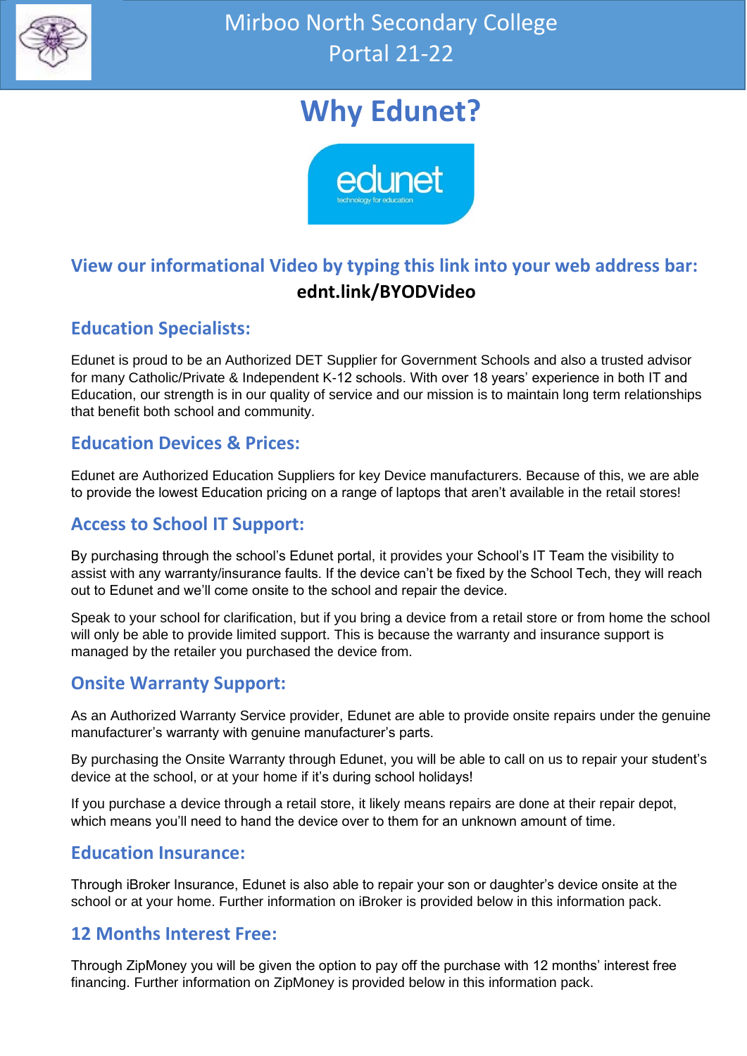# Why Edunet?

### View our informational Video by typing this link into your web address bar:

**ednt.link/BYODVideo**

### Education Specialists:

Edunet is proud to be an Authorized DET Supplier for Government Schools and also a trusted advisor for many Catholic/Private & Independent K-12 schools. With over 18 years' experience in both IT and Education, our strength is in our quality of service and our mission is to maintain long term relationships that benefit both school and community.

### Education Devices & Prices:

Edunet are Authorized Education Suppliers for key Device manufacturers. Because of this, we are able to provide the lowest Education pricing on a range of laptops that aren't available in the retail stores!

### Access to School IT Support:

By purchasing through the school's Edunet portal, it provides your School's IT Team the visibility to assist with any warranty/insurance faults. If the device can't be fixed by the School Tech, they will reach out to Edunet and we'll come onsite to the school and repair the device.

Speak to your school for clarification, but if you bring a device from a retail store or from home the school will only be able to provide limited support. This is because the warranty and insurance support is managed by the retailer you purchased the device from.

### Onsite Warranty Support:

As an Authorized Warranty Service provider, Edunet are able to provide onsite repairs under the genuine manufacturer's warranty with genuine manufacturer's parts.

By purchasing the Onsite Warranty through Edunet, you will be able to call on us to repair your student's device at the school, or at your home if it's during school holidays!

If you purchase a device through a retail store, it likely means repairs are done at their repair depot, which means you'll need to hand the device over to them for an unknown amount of time.

### Education Insurance:

Through iBroker Insurance, Edunet is also able to repair your son or daughter's device onsite at the school or at your home. Further information on iBroker is provided below in this information pack.

### 12 Months Interest Free:

Through ZipMoney you will be given the option to pay off the purchase with 12 months' interest free financing. Further information on ZipMoney is provided below in this information pack.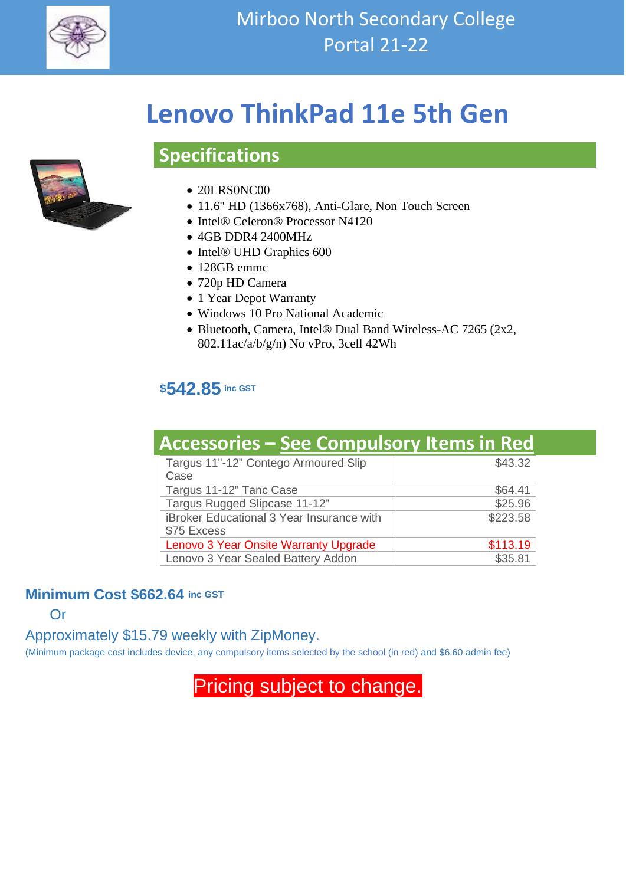Mirboo North Secondary College
Portal 21-22

# Lenovo ThinkPad 11e 5th Gen

## Specifications

- 20LRS0NC00
- 11.6" HD (1366x768), Anti-Glare, Non Touch Screen
- Intel® Celeron® Processor N4120
- 4GB DDR4 2400MHz
- Intel® UHD Graphics 600
- 128GB emmc
- 720p HD Camera
- 1 Year Depot Warranty
- Windows 10 Pro National Academic
- Bluetooth, Camera, Intel® Dual Band Wireless-AC 7265 (2x2, 802.11ac/a/b/g/n) No vPro, 3cell 42Wh

**$542.85** inc GST

## Accessories – See Compulsory Items in Red

| Item | Price |
|---|---|
| Targus 11"-12" Contego Armoured Slip Case | $43.32 |
| Targus 11-12" Tanc Case | $64.41 |
| Targus Rugged Slipcase 11-12" | $25.96 |
| iBroker Educational 3 Year Insurance with $75 Excess | $223.58 |
| Lenovo 3 Year Onsite Warranty Upgrade | $113.19 |
| Lenovo 3 Year Sealed Battery Addon | $35.81 |

**Minimum Cost $662.64** inc GST

Or

Approximately $15.79 weekly with ZipMoney.

(Minimum package cost includes device, any compulsory items selected by the school (in red) and $6.60 admin fee)

Pricing subject to change.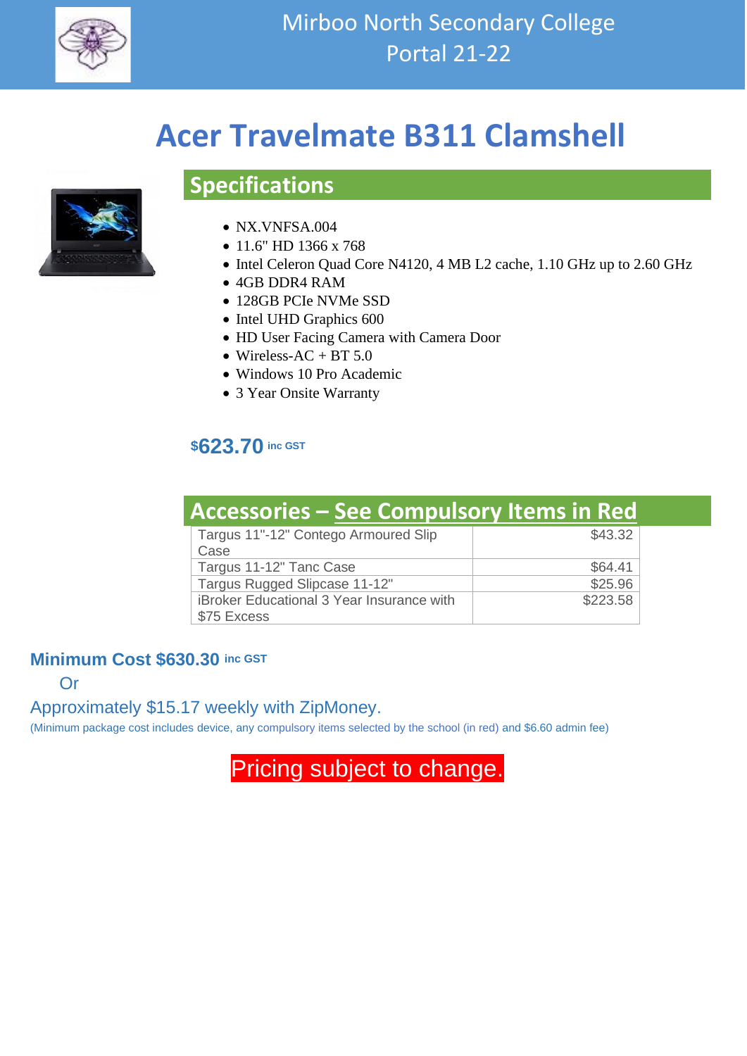Mirboo North Secondary College
Portal 21-22

# Acer Travelmate B311 Clamshell

## Specifications

- NX.VNFSA.004
- 11.6" HD 1366 x 768
- Intel Celeron Quad Core N4120, 4 MB L2 cache, 1.10 GHz up to 2.60 GHz
- 4GB DDR4 RAM
- 128GB PCIe NVMe SSD
- Intel UHD Graphics 600
- HD User Facing Camera with Camera Door
- Wireless-AC + BT 5.0
- Windows 10 Pro Academic
- 3 Year Onsite Warranty

**$623.70** inc GST

## Accessories – See Compulsory Items in Red

| Item | Price |
|---|---|
| Targus 11"-12" Contego Armoured Slip Case | $43.32 |
| Targus 11-12" Tanc Case | $64.41 |
| Targus Rugged Slipcase 11-12" | $25.96 |
| iBroker Educational 3 Year Insurance with $75 Excess | $223.58 |

**Minimum Cost $630.30** inc GST

Or

Approximately $15.17 weekly with ZipMoney.

(Minimum package cost includes device, any compulsory items selected by the school (in red) and $6.60 admin fee)

Pricing subject to change.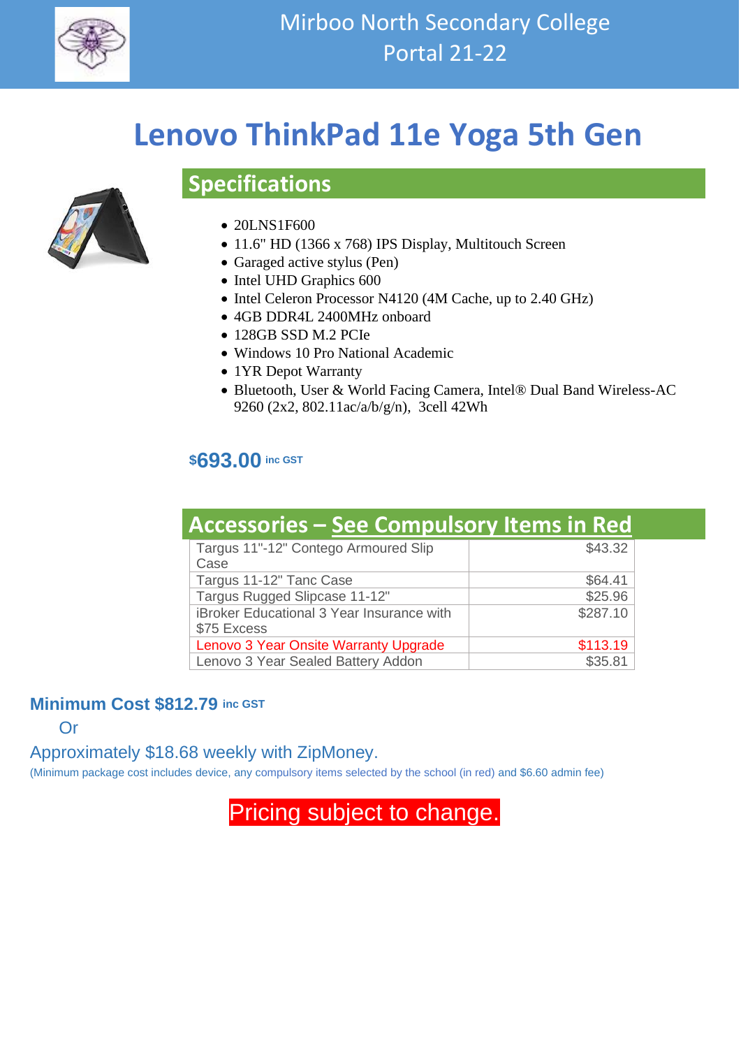Mirboo North Secondary College
Portal 21-22

# Lenovo ThinkPad 11e Yoga 5th Gen

## Specifications

- 20LNS1F600
- 11.6" HD (1366 x 768) IPS Display, Multitouch Screen
- Garaged active stylus (Pen)
- Intel UHD Graphics 600
- Intel Celeron Processor N4120 (4M Cache, up to 2.40 GHz)
- 4GB DDR4L 2400MHz onboard
- 128GB SSD M.2 PCIe
- Windows 10 Pro National Academic
- 1YR Depot Warranty
- Bluetooth, User & World Facing Camera, Intel® Dual Band Wireless-AC 9260 (2x2, 802.11ac/a/b/g/n), 3cell 42Wh

**$693.00** inc GST

## Accessories – See Compulsory Items in Red

| Item | Price |
|---|---|
| Targus 11"-12" Contego Armoured Slip Case | $43.32 |
| Targus 11-12" Tanc Case | $64.41 |
| Targus Rugged Slipcase 11-12" | $25.96 |
| iBroker Educational 3 Year Insurance with $75 Excess | $287.10 |
| Lenovo 3 Year Onsite Warranty Upgrade | $113.19 |
| Lenovo 3 Year Sealed Battery Addon | $35.81 |

**Minimum Cost $812.79** inc GST

Or

Approximately $18.68 weekly with ZipMoney.

(Minimum package cost includes device, any compulsory items selected by the school (in red) and $6.60 admin fee)

Pricing subject to change.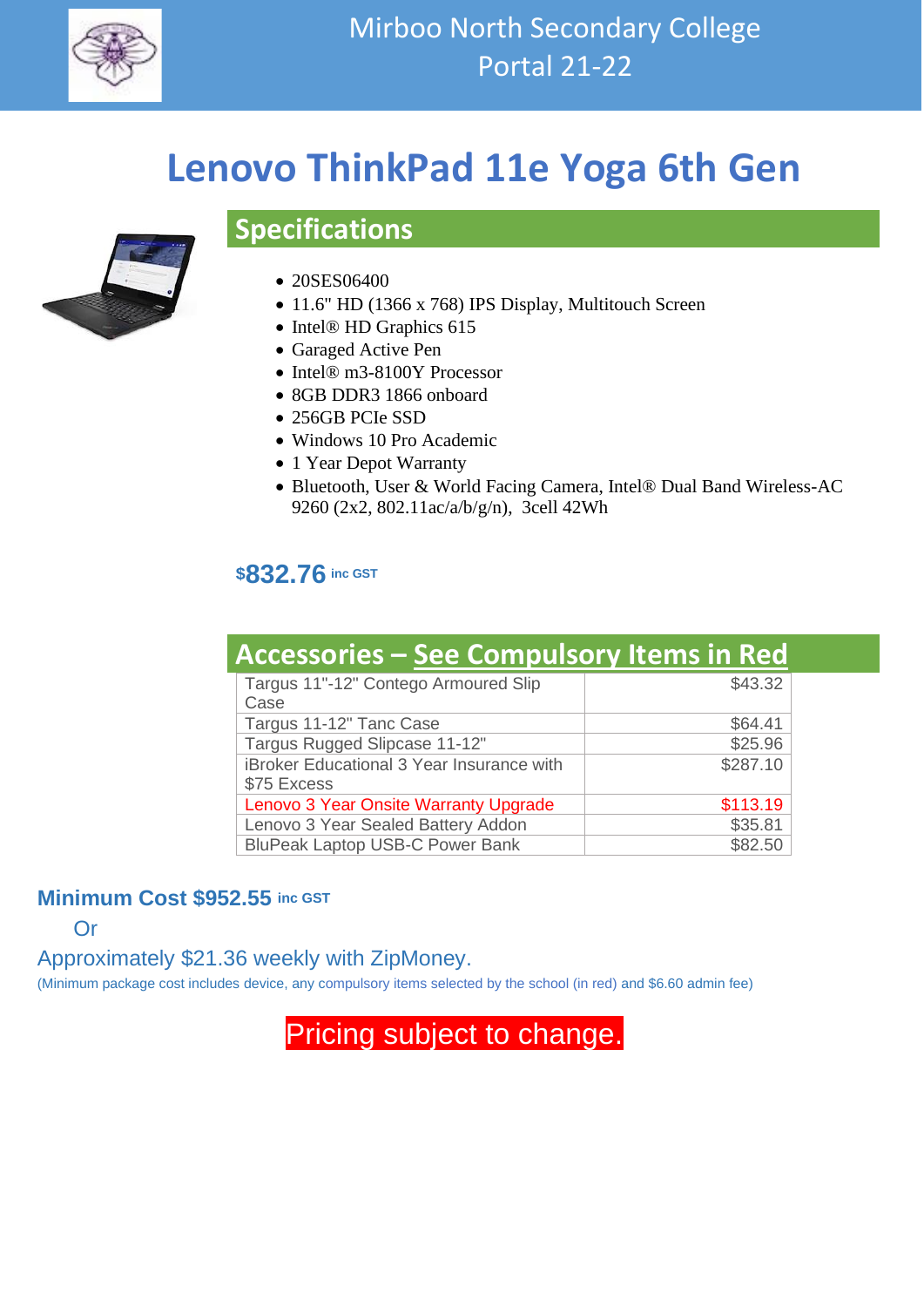Mirboo North Secondary College
Portal 21-22

# Lenovo ThinkPad 11e Yoga 6th Gen

## Specifications

- 20SES06400
- 11.6" HD (1366 x 768) IPS Display, Multitouch Screen
- Intel® HD Graphics 615
- Garaged Active Pen
- Intel® m3-8100Y Processor
- 8GB DDR3 1866 onboard
- 256GB PCIe SSD
- Windows 10 Pro Academic
- 1 Year Depot Warranty
- Bluetooth, User & World Facing Camera, Intel® Dual Band Wireless-AC 9260 (2x2, 802.11ac/a/b/g/n), 3cell 42Wh

**$832.76** inc GST

## Accessories – See Compulsory Items in Red

| Item | Price |
|---|---|
| Targus 11"-12" Contego Armoured Slip Case | $43.32 |
| Targus 11-12" Tanc Case | $64.41 |
| Targus Rugged Slipcase 11-12" | $25.96 |
| iBroker Educational 3 Year Insurance with $75 Excess | $287.10 |
| Lenovo 3 Year Onsite Warranty Upgrade | $113.19 |
| Lenovo 3 Year Sealed Battery Addon | $35.81 |
| BluPeak Laptop USB-C Power Bank | $82.50 |

**Minimum Cost $952.55** inc GST

Or

Approximately $21.36 weekly with ZipMoney.

(Minimum package cost includes device, any compulsory items selected by the school (in red) and $6.60 admin fee)

Pricing subject to change.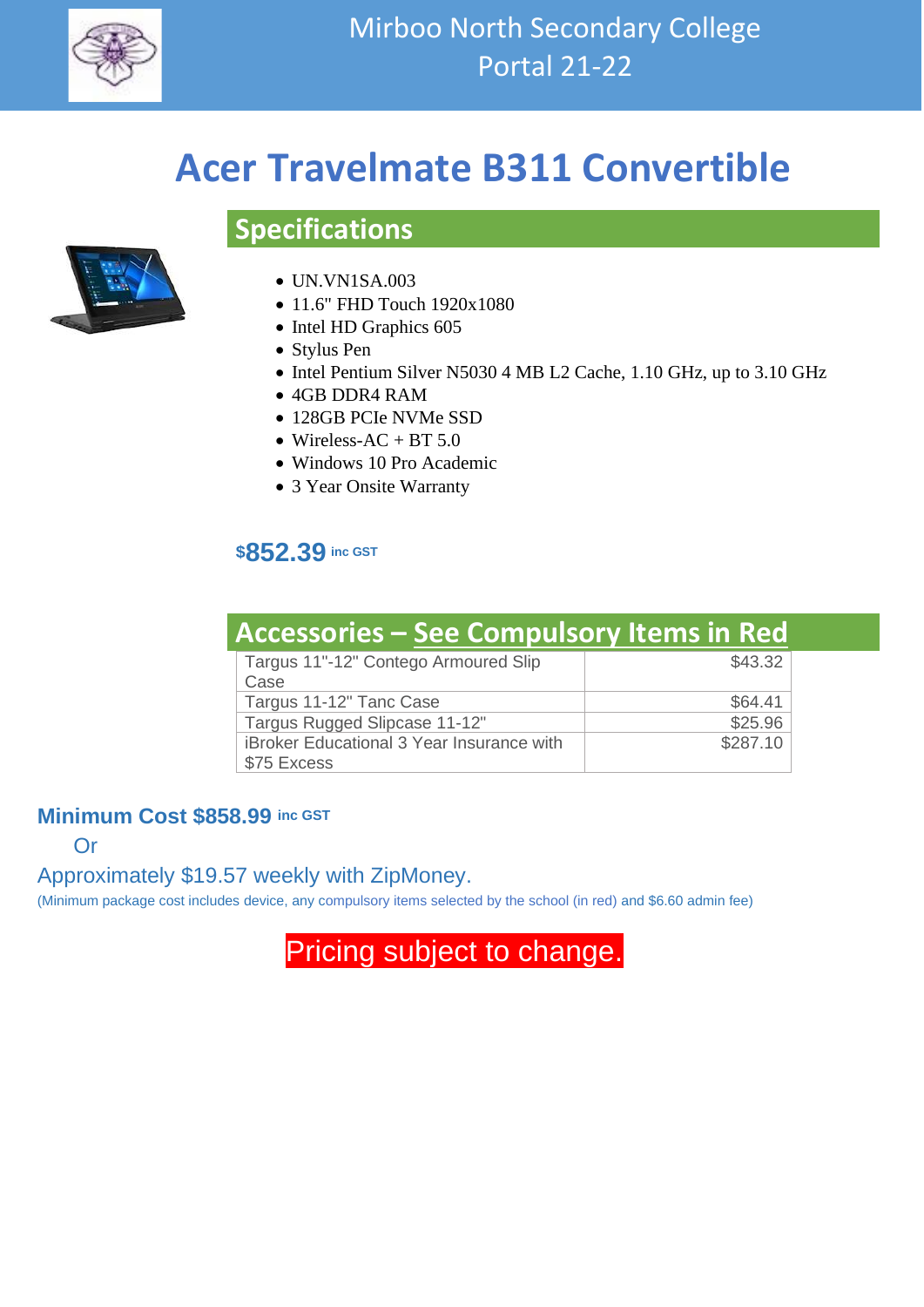Mirboo North Secondary College
Portal 21-22

# Acer Travelmate B311 Convertible

## Specifications

- UN.VN1SA.003
- 11.6" FHD Touch 1920x1080
- Intel HD Graphics 605
- Stylus Pen
- Intel Pentium Silver N5030 4 MB L2 Cache, 1.10 GHz, up to 3.10 GHz
- 4GB DDR4 RAM
- 128GB PCIe NVMe SSD
- Wireless-AC + BT 5.0
- Windows 10 Pro Academic
- 3 Year Onsite Warranty

**$852.39** inc GST

## Accessories – See Compulsory Items in Red

| Item | Price |
| --- | --- |
| Targus 11"-12" Contego Armoured Slip Case | $43.32 |
| Targus 11-12" Tanc Case | $64.41 |
| Targus Rugged Slipcase 11-12" | $25.96 |
| iBroker Educational 3 Year Insurance with $75 Excess | $287.10 |

**Minimum Cost $858.99** inc GST

Or

Approximately $19.57 weekly with ZipMoney.

(Minimum package cost includes device, any compulsory items selected by the school (in red) and $6.60 admin fee)

Pricing subject to change.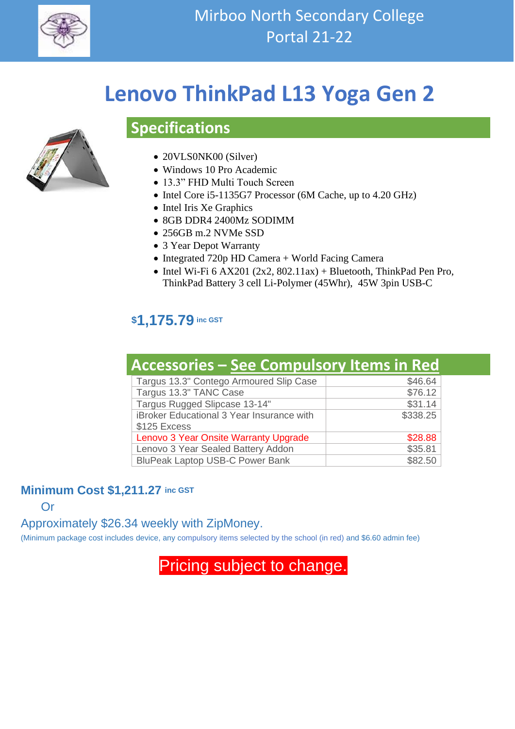Mirboo North Secondary College
Portal 21-22

# Lenovo ThinkPad L13 Yoga Gen 2

## Specifications

- 20VLS0NK00 (Silver)
- Windows 10 Pro Academic
- 13.3" FHD Multi Touch Screen
- Intel Core i5-1135G7 Processor (6M Cache, up to 4.20 GHz)
- Intel Iris Xe Graphics
- 8GB DDR4 2400Mz SODIMM
- 256GB m.2 NVMe SSD
- 3 Year Depot Warranty
- Integrated 720p HD Camera + World Facing Camera
- Intel Wi-Fi 6 AX201 (2x2, 802.11ax) + Bluetooth, ThinkPad Pen Pro, ThinkPad Battery 3 cell Li-Polymer (45Whr), 45W 3pin USB-C

**$1,175.79** inc GST

## Accessories – See Compulsory Items in Red

| Item | Price |
|---|---|
| Targus 13.3" Contego Armoured Slip Case | $46.64 |
| Targus 13.3" TANC Case | $76.12 |
| Targus Rugged Slipcase 13-14" | $31.14 |
| iBroker Educational 3 Year Insurance with $125 Excess | $338.25 |
| Lenovo 3 Year Onsite Warranty Upgrade | $28.88 |
| Lenovo 3 Year Sealed Battery Addon | $35.81 |
| BluPeak Laptop USB-C Power Bank | $82.50 |

**Minimum Cost $1,211.27** inc GST

Or

Approximately $26.34 weekly with ZipMoney.

(Minimum package cost includes device, any compulsory items selected by the school (in red) and $6.60 admin fee)

Pricing subject to change.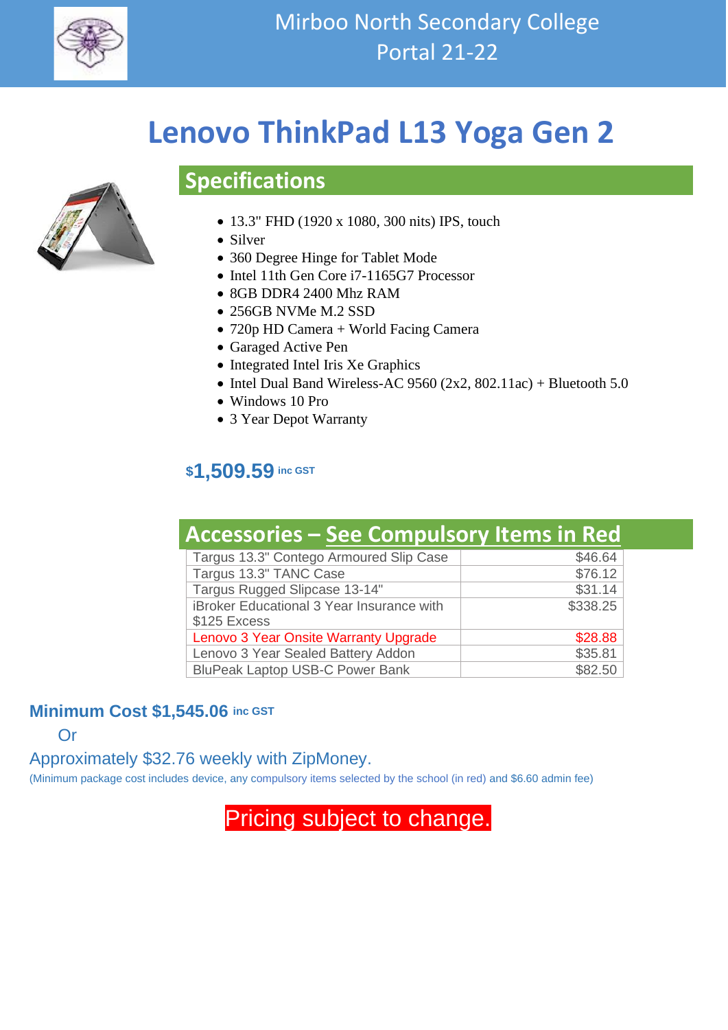Mirboo North Secondary College
Portal 21-22

# Lenovo ThinkPad L13 Yoga Gen 2

## Specifications

- 13.3" FHD (1920 x 1080, 300 nits) IPS, touch
- Silver
- 360 Degree Hinge for Tablet Mode
- Intel 11th Gen Core i7-1165G7 Processor
- 8GB DDR4 2400 Mhz RAM
- 256GB NVMe M.2 SSD
- 720p HD Camera + World Facing Camera
- Garaged Active Pen
- Integrated Intel Iris Xe Graphics
- Intel Dual Band Wireless-AC 9560 (2x2, 802.11ac) + Bluetooth 5.0
- Windows 10 Pro
- 3 Year Depot Warranty

**$1,509.59** inc GST

## Accessories – See Compulsory Items in Red

| Item | Price |
|---|---|
| Targus 13.3" Contego Armoured Slip Case | $46.64 |
| Targus 13.3" TANC Case | $76.12 |
| Targus Rugged Slipcase 13-14" | $31.14 |
| iBroker Educational 3 Year Insurance with $125 Excess | $338.25 |
| Lenovo 3 Year Onsite Warranty Upgrade | $28.88 |
| Lenovo 3 Year Sealed Battery Addon | $35.81 |
| BluPeak Laptop USB-C Power Bank | $82.50 |

**Minimum Cost $1,545.06** inc GST

Or

Approximately $32.76 weekly with ZipMoney.

(Minimum package cost includes device, any compulsory items selected by the school (in red) and $6.60 admin fee)

Pricing subject to change.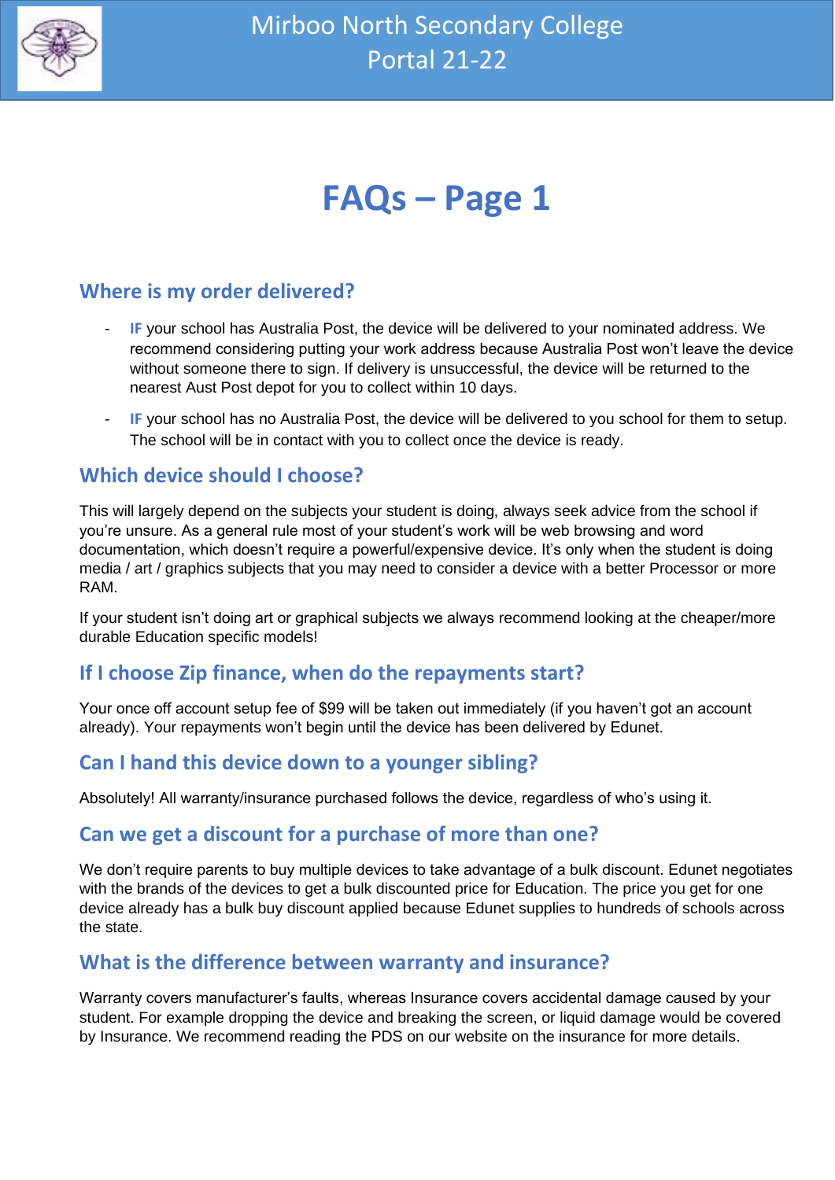# FAQs – Page 1

## Where is my order delivered?

- **IF** your school has Australia Post, the device will be delivered to your nominated address. We recommend considering putting your work address because Australia Post won't leave the device without someone there to sign. If delivery is unsuccessful, the device will be returned to the nearest Aust Post depot for you to collect within 10 days.
- **IF** your school has no Australia Post, the device will be delivered to you school for them to setup. The school will be in contact with you to collect once the device is ready.

## Which device should I choose?

This will largely depend on the subjects your student is doing, always seek advice from the school if you're unsure. As a general rule most of your student's work will be web browsing and word documentation, which doesn't require a powerful/expensive device. It's only when the student is doing media / art / graphics subjects that you may need to consider a device with a better Processor or more RAM.

If your student isn't doing art or graphical subjects we always recommend looking at the cheaper/more durable Education specific models!

## If I choose Zip finance, when do the repayments start?

Your once off account setup fee of $99 will be taken out immediately (if you haven't got an account already). Your repayments won't begin until the device has been delivered by Edunet.

## Can I hand this device down to a younger sibling?

Absolutely! All warranty/insurance purchased follows the device, regardless of who's using it.

## Can we get a discount for a purchase of more than one?

We don't require parents to buy multiple devices to take advantage of a bulk discount. Edunet negotiates with the brands of the devices to get a bulk discounted price for Education. The price you get for one device already has a bulk buy discount applied because Edunet supplies to hundreds of schools across the state.

## What is the difference between warranty and insurance?

Warranty covers manufacturer's faults, whereas Insurance covers accidental damage caused by your student. For example dropping the device and breaking the screen, or liquid damage would be covered by Insurance. We recommend reading the PDS on our website on the insurance for more details.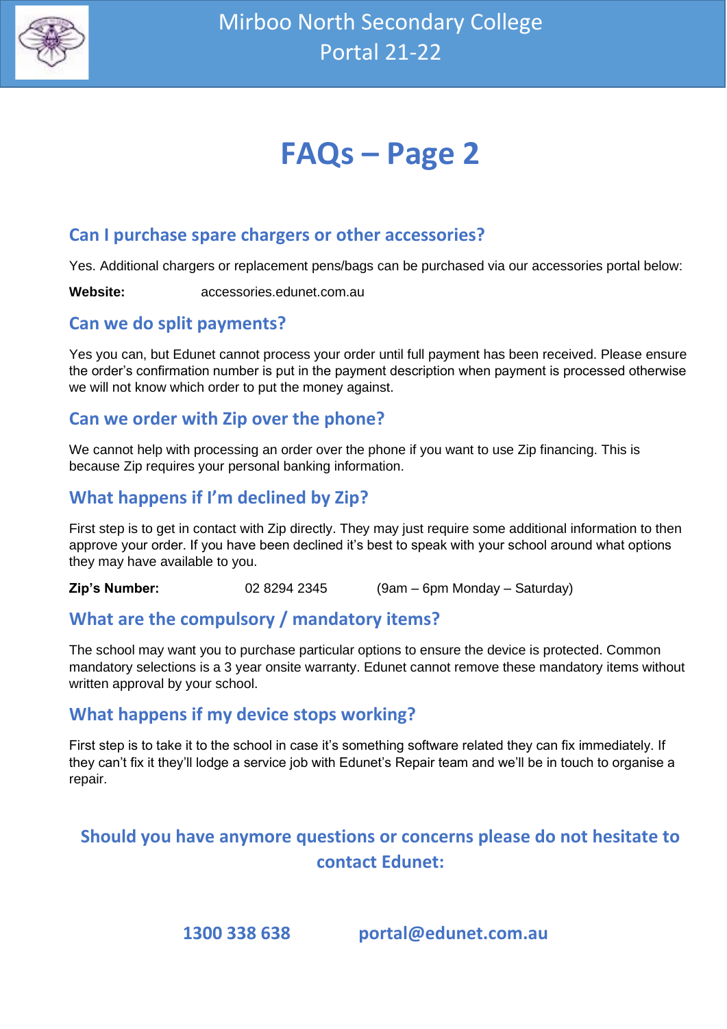# Mirboo North Secondary College Portal 21-22

# FAQs – Page 2

## Can I purchase spare chargers or other accessories?

Yes. Additional chargers or replacement pens/bags can be purchased via our accessories portal below:

**Website:** accessories.edunet.com.au

## Can we do split payments?

Yes you can, but Edunet cannot process your order until full payment has been received. Please ensure the order's confirmation number is put in the payment description when payment is processed otherwise we will not know which order to put the money against.

## Can we order with Zip over the phone?

We cannot help with processing an order over the phone if you want to use Zip financing. This is because Zip requires your personal banking information.

## What happens if I'm declined by Zip?

First step is to get in contact with Zip directly. They may just require some additional information to then approve your order. If you have been declined it's best to speak with your school around what options they may have available to you.

**Zip's Number:** 02 8294 2345 (9am – 6pm Monday – Saturday)

## What are the compulsory / mandatory items?

The school may want you to purchase particular options to ensure the device is protected. Common mandatory selections is a 3 year onsite warranty. Edunet cannot remove these mandatory items without written approval by your school.

## What happens if my device stops working?

First step is to take it to the school in case it's something software related they can fix immediately. If they can't fix it they'll lodge a service job with Edunet's Repair team and we'll be in touch to organise a repair.

## Should you have anymore questions or concerns please do not hesitate to contact Edunet:

**1300 338 638** **portal@edunet.com.au**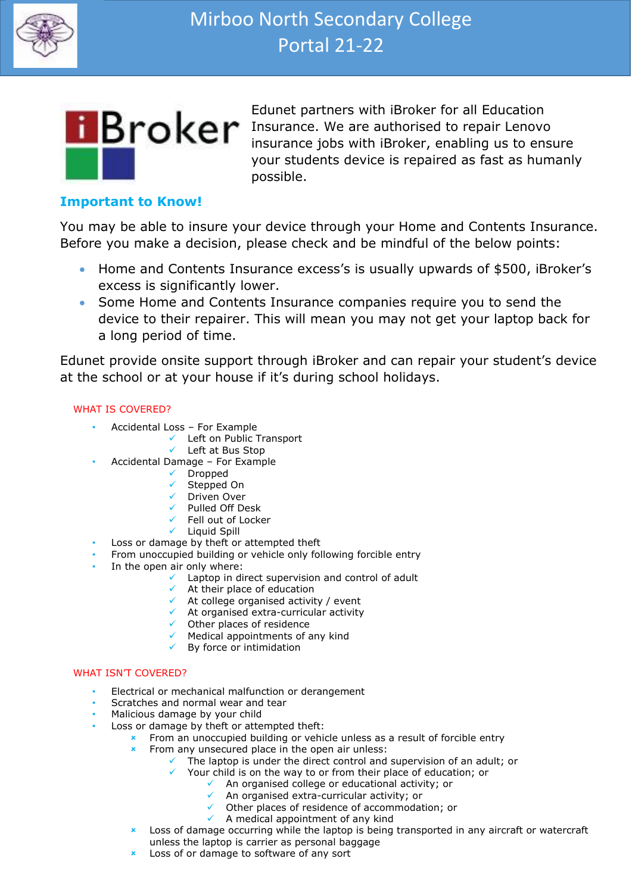# Mirboo North Secondary College
## Portal 21-22

iBroker

Edunet partners with iBroker for all Education Insurance. We are authorised to repair Lenovo insurance jobs with iBroker, enabling us to ensure your students device is repaired as fast as humanly possible.

### Important to Know!

You may be able to insure your device through your Home and Contents Insurance. Before you make a decision, please check and be mindful of the below points:

- Home and Contents Insurance excess's is usually upwards of $500, iBroker's excess is significantly lower.
- Some Home and Contents Insurance companies require you to send the device to their repairer. This will mean you may not get your laptop back for a long period of time.

Edunet provide onsite support through iBroker and can repair your student's device at the school or at your house if it's during school holidays.

#### WHAT IS COVERED?

- Accidental Loss – For Example
  - ✓ Left on Public Transport
  - ✓ Left at Bus Stop
- Accidental Damage – For Example
  - ✓ Dropped
  - ✓ Stepped On
  - ✓ Driven Over
  - ✓ Pulled Off Desk
  - ✓ Fell out of Locker
  - ✓ Liquid Spill
- Loss or damage by theft or attempted theft
- From unoccupied building or vehicle only following forcible entry
- In the open air only where:
  - ✓ Laptop in direct supervision and control of adult
  - ✓ At their place of education
  - ✓ At college organised activity / event
  - ✓ At organised extra-curricular activity
  - ✓ Other places of residence
  - ✓ Medical appointments of any kind
  - ✓ By force or intimidation

#### WHAT ISN'T COVERED?

- Electrical or mechanical malfunction or derangement
- Scratches and normal wear and tear
- Malicious damage by your child
- Loss or damage by theft or attempted theft:
  - × From an unoccupied building or vehicle unless as a result of forcible entry
  - × From any unsecured place in the open air unless:
    - ✓ The laptop is under the direct control and supervision of an adult; or
    - ✓ Your child is on the way to or from their place of education; or
      - ✓ An organised college or educational activity; or
      - ✓ An organised extra-curricular activity; or
      - ✓ Other places of residence of accommodation; or
      - ✓ A medical appointment of any kind
  - × Loss of damage occurring while the laptop is being transported in any aircraft or watercraft unless the laptop is carrier as personal baggage
  - × Loss of or damage to software of any sort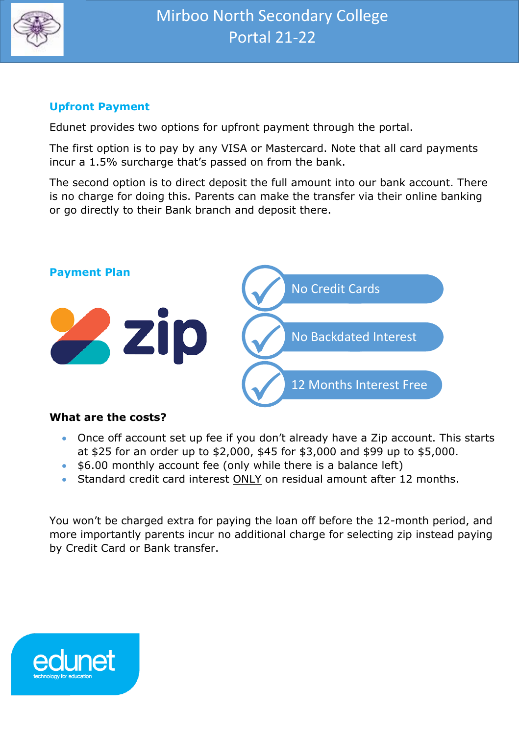# Mirboo North Secondary College
# Portal 21-22

## Upfront Payment

Edunet provides two options for upfront payment through the portal.

The first option is to pay by any VISA or Mastercard. Note that all card payments incur a 1.5% surcharge that's passed on from the bank.

The second option is to direct deposit the full amount into our bank account. There is no charge for doing this. Parents can make the transfer via their online banking or go directly to their Bank branch and deposit there.

## Payment Plan

zip

- No Credit Cards
- No Backdated Interest
- 12 Months Interest Free

**What are the costs?**

- Once off account set up fee if you don't already have a Zip account. This starts at $25 for an order up to $2,000, $45 for $3,000 and $99 up to $5,000.
- $6.00 monthly account fee (only while there is a balance left)
- Standard credit card interest ONLY on residual amount after 12 months.

You won't be charged extra for paying the loan off before the 12-month period, and more importantly parents incur no additional charge for selecting zip instead paying by Credit Card or Bank transfer.

edunet
technology for education